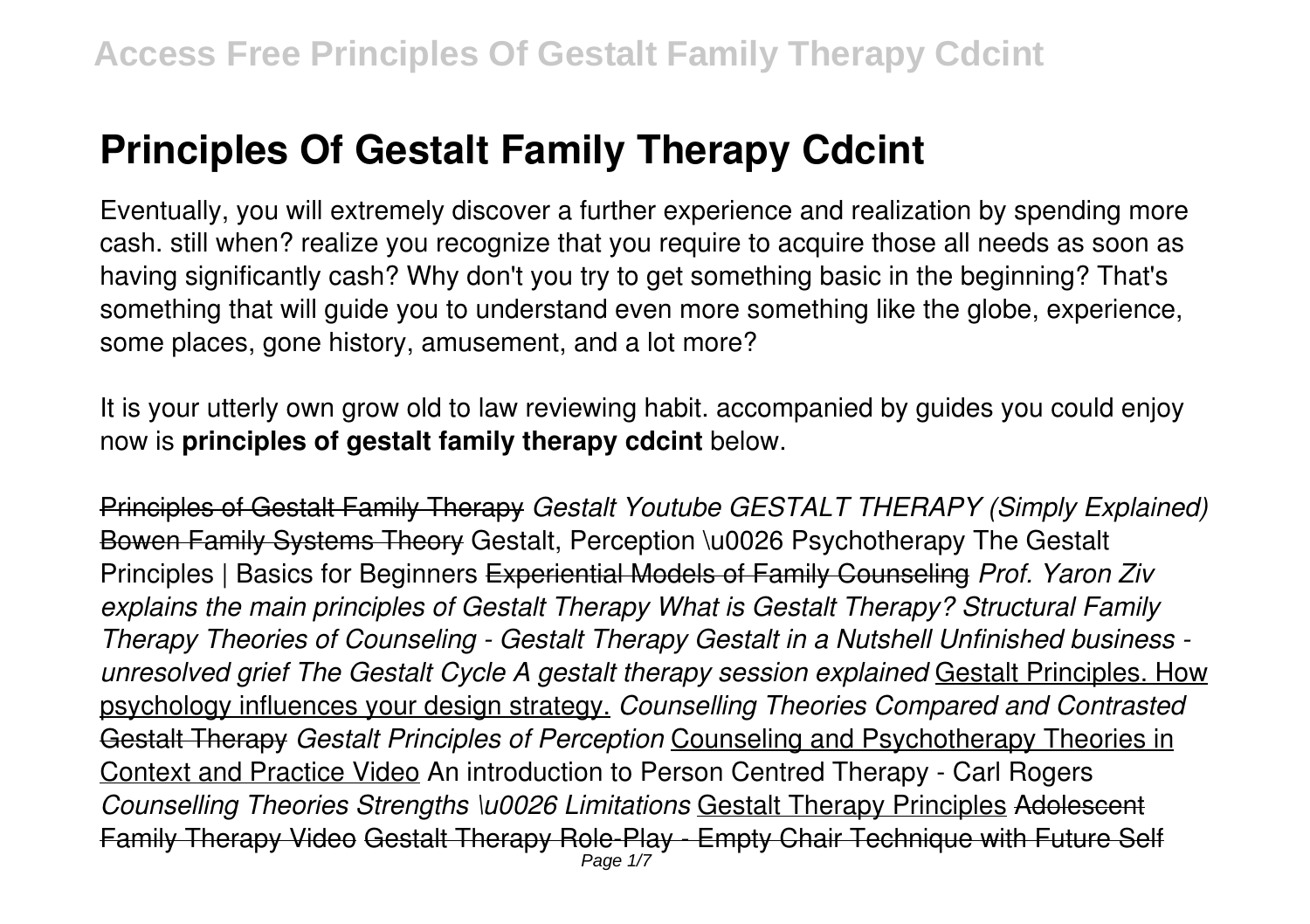# Principles Of Gestalt Family Therapy Cdcint

Eventually, you will extremely discover a further experience and realization by spending more cash. still when? realize you recognize that you require to acquire those all needs as soon as having significantly cash? Why don't you try to get something basic in the beginning? That's something that will guide you to understand even more something like the globe, experience, some places, gone history, amusement, and a lot more?

It is your utterly own grow old to law reviewing habit. accompanied by guides you could enjoy now is **principles of gestalt family therapy cdcint** below.

Principles of Gestalt Family Therapy *Gestalt Youtube GESTALT THERAPY (Simply Explained)* Bowen Family Systems Theory Gestalt, Perception \u0026 Psychotherapy The Gestalt Principles | Basics for Beginners Experiential Models of Family Counseling *Prof. Yaron Ziv explains the main principles of Gestalt Therapy What is Gestalt Therapy? Structural Family Therapy Theories of Counseling - Gestalt Therapy Gestalt in a Nutshell Unfinished business - unresolved grief The Gestalt Cycle A gestalt therapy session explained* Gestalt Principles. How psychology influences your design strategy. *Counselling Theories Compared and Contrasted* Gestalt Therapy *Gestalt Principles of Perception* Counseling and Psychotherapy Theories in Context and Practice Video An introduction to Person Centred Therapy - Carl Rogers *Counselling Theories Strengths \u0026 Limitations* Gestalt Therapy Principles Adolescent Family Therapy Video Gestalt Therapy Role-Play - Empty Chair Technique with Future Self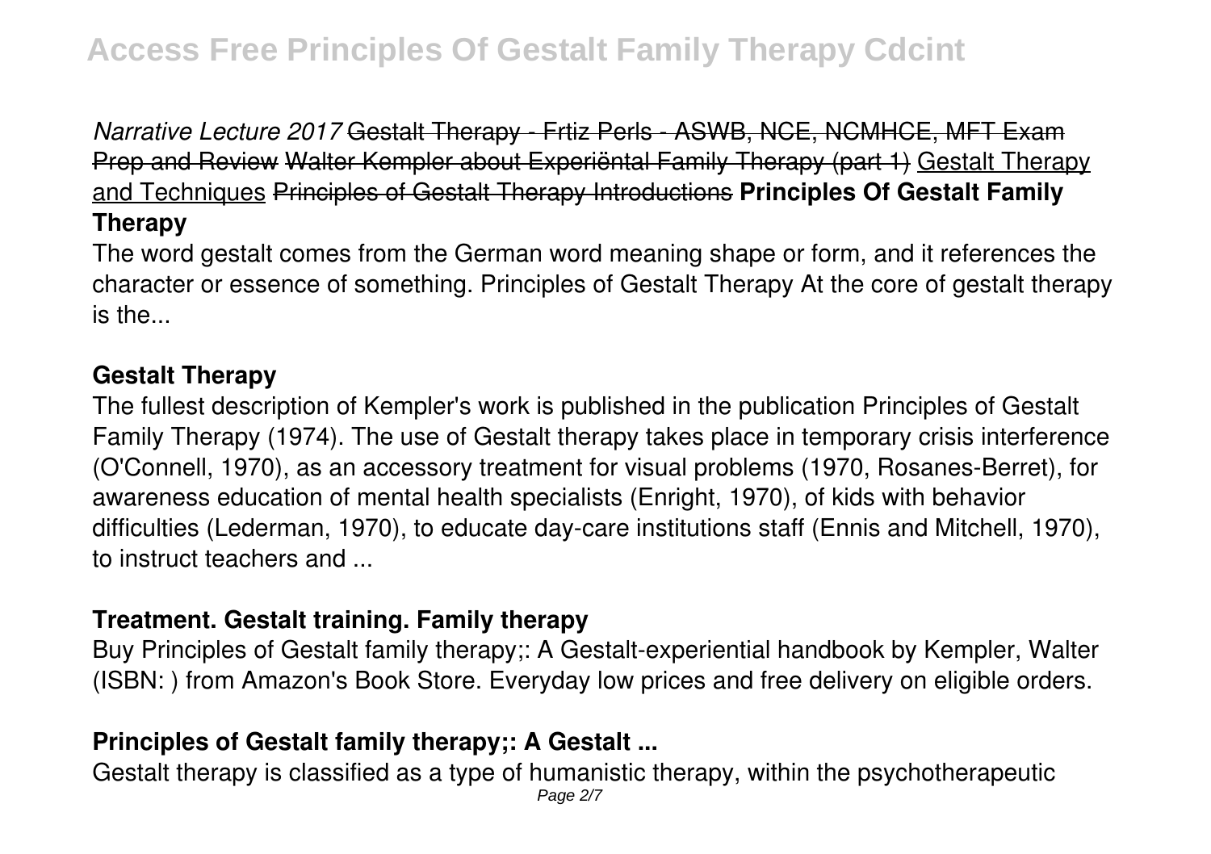*Narrative Lecture 2017* ~~Gestalt Therapy - Frtiz Perls - ASWB, NCE, NCMHCE, MFT Exam Prep and Review~~ ~~Walter Kempler about Experiëntal Family Therapy (part 1)~~ Gestalt Therapy and Techniques ~~Principles of Gestalt Therapy Introductions~~ **Principles Of Gestalt Family Therapy**

The word gestalt comes from the German word meaning shape or form, and it references the character or essence of something. Principles of Gestalt Therapy At the core of gestalt therapy is the...

## Gestalt Therapy

The fullest description of Kempler's work is published in the publication Principles of Gestalt Family Therapy (1974). The use of Gestalt therapy takes place in temporary crisis interference (O'Connell, 1970), as an accessory treatment for visual problems (1970, Rosanes-Berret), for awareness education of mental health specialists (Enright, 1970), of kids with behavior difficulties (Lederman, 1970), to educate day-care institutions staff (Ennis and Mitchell, 1970), to instruct teachers and ...

## Treatment. Gestalt training. Family therapy

Buy Principles of Gestalt family therapy;: A Gestalt-experiential handbook by Kempler, Walter (ISBN: ) from Amazon's Book Store. Everyday low prices and free delivery on eligible orders.

## Principles of Gestalt family therapy;: A Gestalt ...

Gestalt therapy is classified as a type of humanistic therapy, within the psychotherapeutic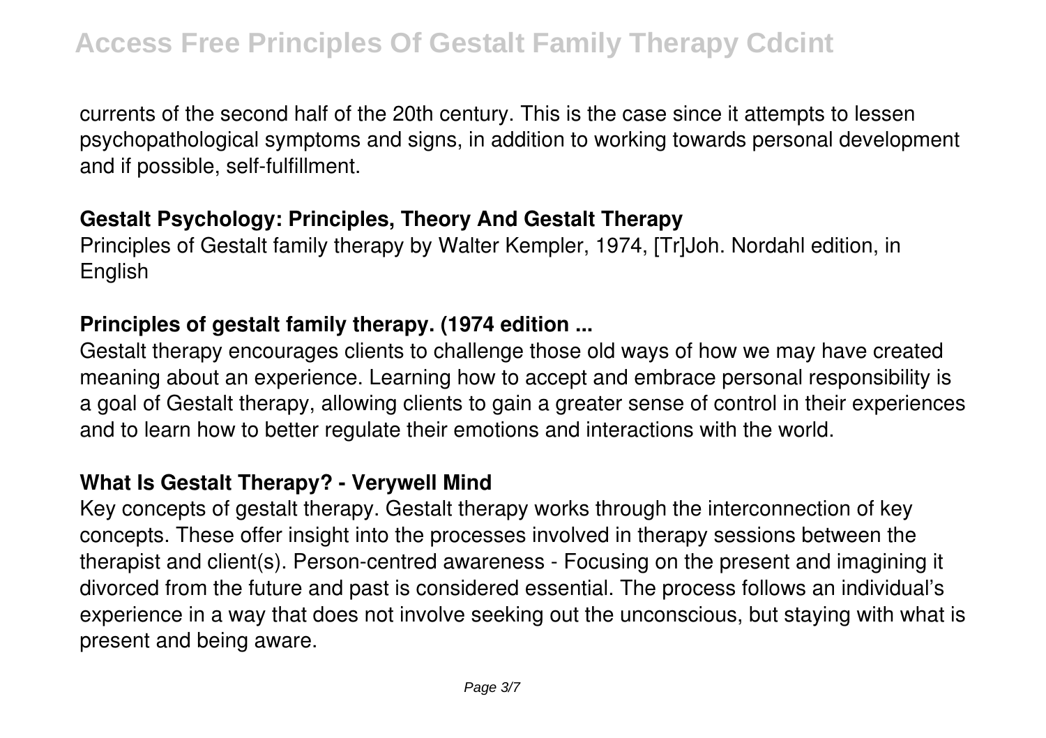currents of the second half of the 20th century. This is the case since it attempts to lessen psychopathological symptoms and signs, in addition to working towards personal development and if possible, self-fulfillment.

### Gestalt Psychology: Principles, Theory And Gestalt Therapy

Principles of Gestalt family therapy by Walter Kempler, 1974, [Tr]Joh. Nordahl edition, in English

### Principles of gestalt family therapy. (1974 edition ...

Gestalt therapy encourages clients to challenge those old ways of how we may have created meaning about an experience. Learning how to accept and embrace personal responsibility is a goal of Gestalt therapy, allowing clients to gain a greater sense of control in their experiences and to learn how to better regulate their emotions and interactions with the world.

### What Is Gestalt Therapy? - Verywell Mind

Key concepts of gestalt therapy. Gestalt therapy works through the interconnection of key concepts. These offer insight into the processes involved in therapy sessions between the therapist and client(s). Person-centred awareness - Focusing on the present and imagining it divorced from the future and past is considered essential. The process follows an individual's experience in a way that does not involve seeking out the unconscious, but staying with what is present and being aware.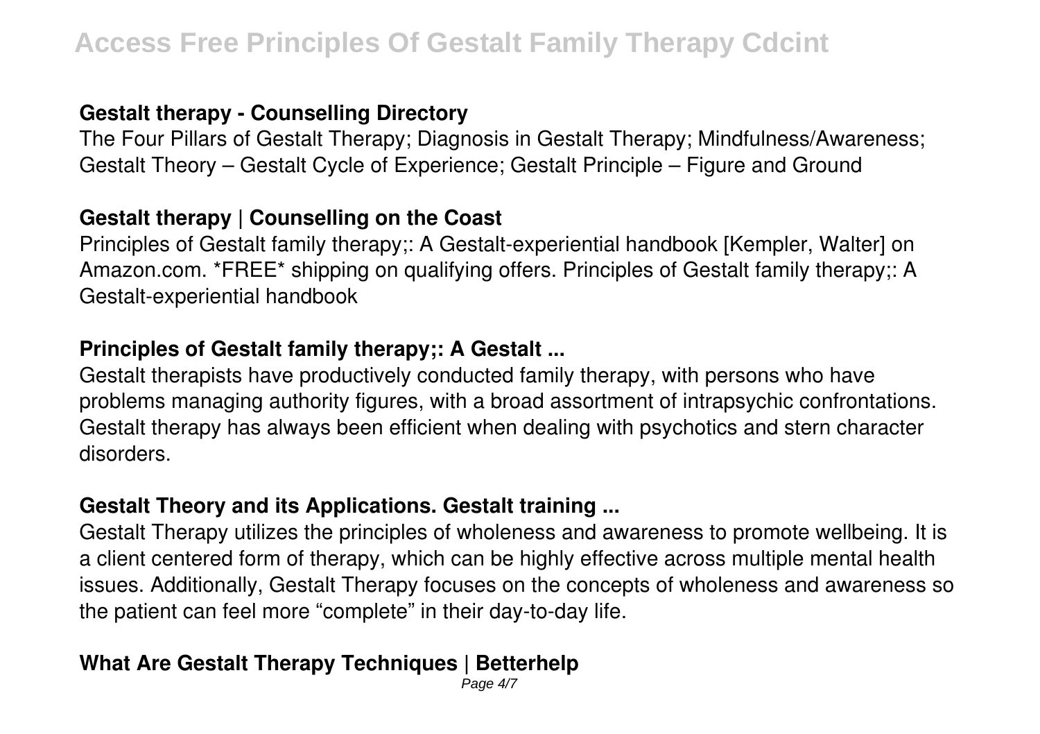### Gestalt therapy - Counselling Directory

The Four Pillars of Gestalt Therapy; Diagnosis in Gestalt Therapy; Mindfulness/Awareness; Gestalt Theory – Gestalt Cycle of Experience; Gestalt Principle – Figure and Ground

### Gestalt therapy | Counselling on the Coast

Principles of Gestalt family therapy;: A Gestalt-experiential handbook [Kempler, Walter] on Amazon.com. *FREE* shipping on qualifying offers. Principles of Gestalt family therapy;: A Gestalt-experiential handbook

### Principles of Gestalt family therapy;: A Gestalt ...

Gestalt therapists have productively conducted family therapy, with persons who have problems managing authority figures, with a broad assortment of intrapsychic confrontations. Gestalt therapy has always been efficient when dealing with psychotics and stern character disorders.

### Gestalt Theory and its Applications. Gestalt training ...

Gestalt Therapy utilizes the principles of wholeness and awareness to promote wellbeing. It is a client centered form of therapy, which can be highly effective across multiple mental health issues. Additionally, Gestalt Therapy focuses on the concepts of wholeness and awareness so the patient can feel more "complete" in their day-to-day life.

### What Are Gestalt Therapy Techniques | Betterhelp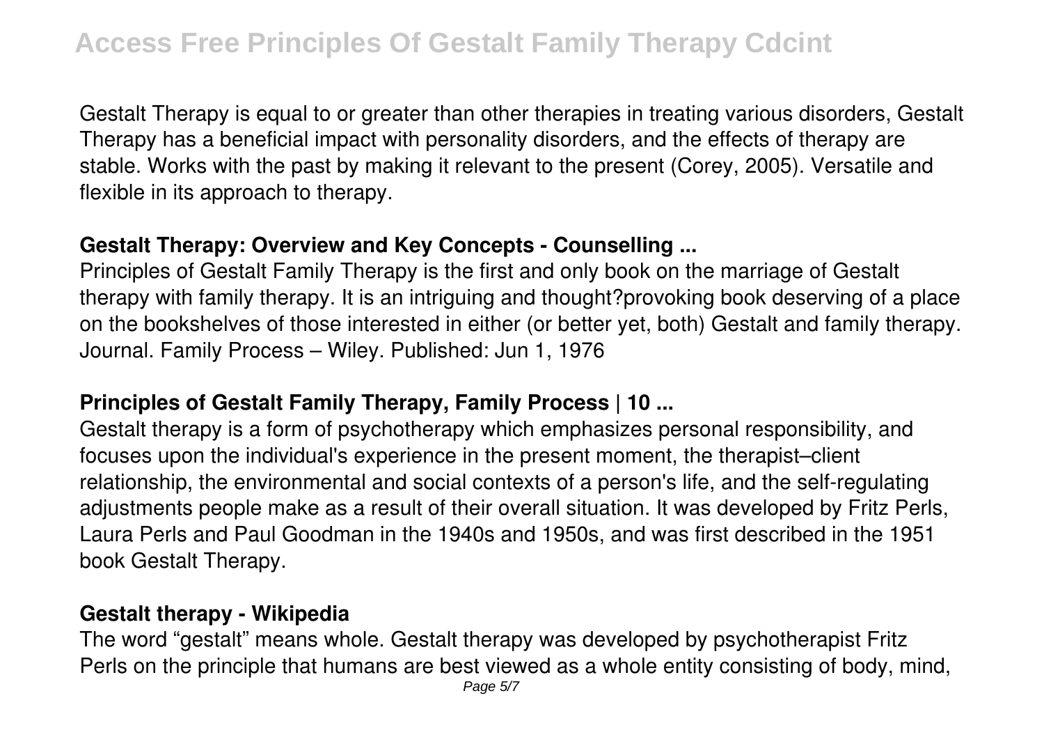Gestalt Therapy is equal to or greater than other therapies in treating various disorders, Gestalt Therapy has a beneficial impact with personality disorders, and the effects of therapy are stable. Works with the past by making it relevant to the present (Corey, 2005). Versatile and flexible in its approach to therapy.

### **Gestalt Therapy: Overview and Key Concepts - Counselling ...**

Principles of Gestalt Family Therapy is the first and only book on the marriage of Gestalt therapy with family therapy. It is an intriguing and thought?provoking book deserving of a place on the bookshelves of those interested in either (or better yet, both) Gestalt and family therapy. Journal. Family Process – Wiley. Published: Jun 1, 1976

### **Principles of Gestalt Family Therapy, Family Process | 10 ...**

Gestalt therapy is a form of psychotherapy which emphasizes personal responsibility, and focuses upon the individual's experience in the present moment, the therapist–client relationship, the environmental and social contexts of a person's life, and the self-regulating adjustments people make as a result of their overall situation. It was developed by Fritz Perls, Laura Perls and Paul Goodman in the 1940s and 1950s, and was first described in the 1951 book Gestalt Therapy.

### **Gestalt therapy - Wikipedia**

The word "gestalt" means whole. Gestalt therapy was developed by psychotherapist Fritz Perls on the principle that humans are best viewed as a whole entity consisting of body, mind,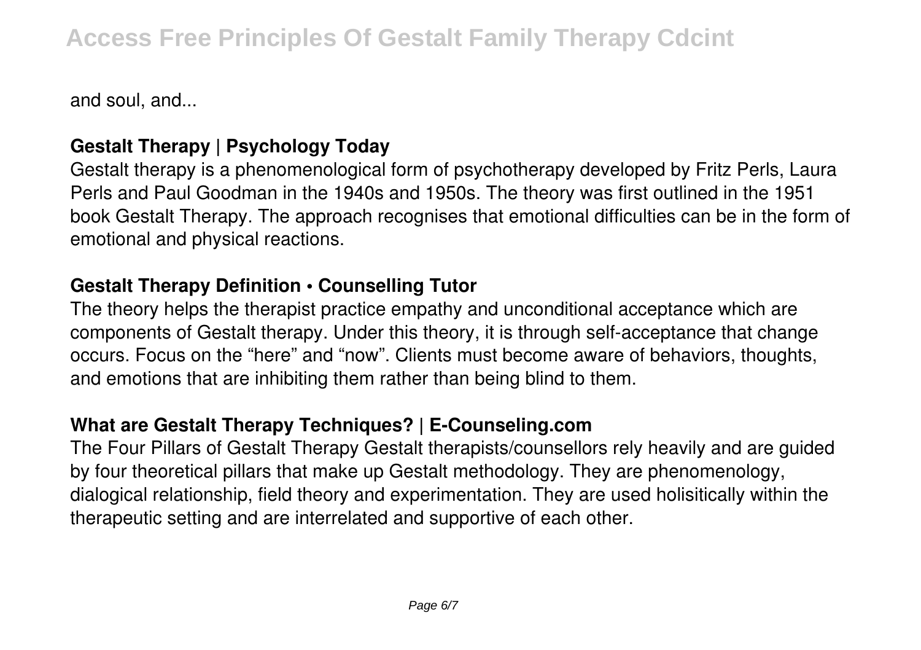and soul, and...

**Gestalt Therapy | Psychology Today**

Gestalt therapy is a phenomenological form of psychotherapy developed by Fritz Perls, Laura Perls and Paul Goodman in the 1940s and 1950s. The theory was first outlined in the 1951 book Gestalt Therapy. The approach recognises that emotional difficulties can be in the form of emotional and physical reactions.

**Gestalt Therapy Definition • Counselling Tutor**

The theory helps the therapist practice empathy and unconditional acceptance which are components of Gestalt therapy. Under this theory, it is through self-acceptance that change occurs. Focus on the "here" and "now". Clients must become aware of behaviors, thoughts, and emotions that are inhibiting them rather than being blind to them.

**What are Gestalt Therapy Techniques? | E-Counseling.com**

The Four Pillars of Gestalt Therapy Gestalt therapists/counsellors rely heavily and are guided by four theoretical pillars that make up Gestalt methodology. They are phenomenology, dialogical relationship, field theory and experimentation. They are used holisitically within the therapeutic setting and are interrelated and supportive of each other.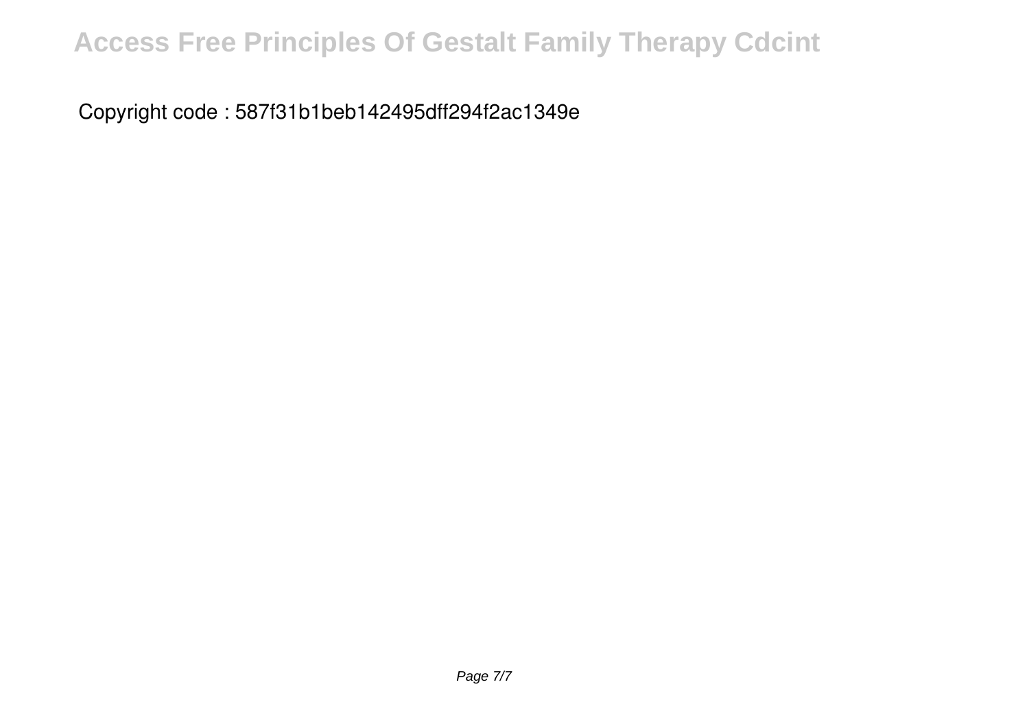Copyright code : 587f31b1beb142495dff294f2ac1349e